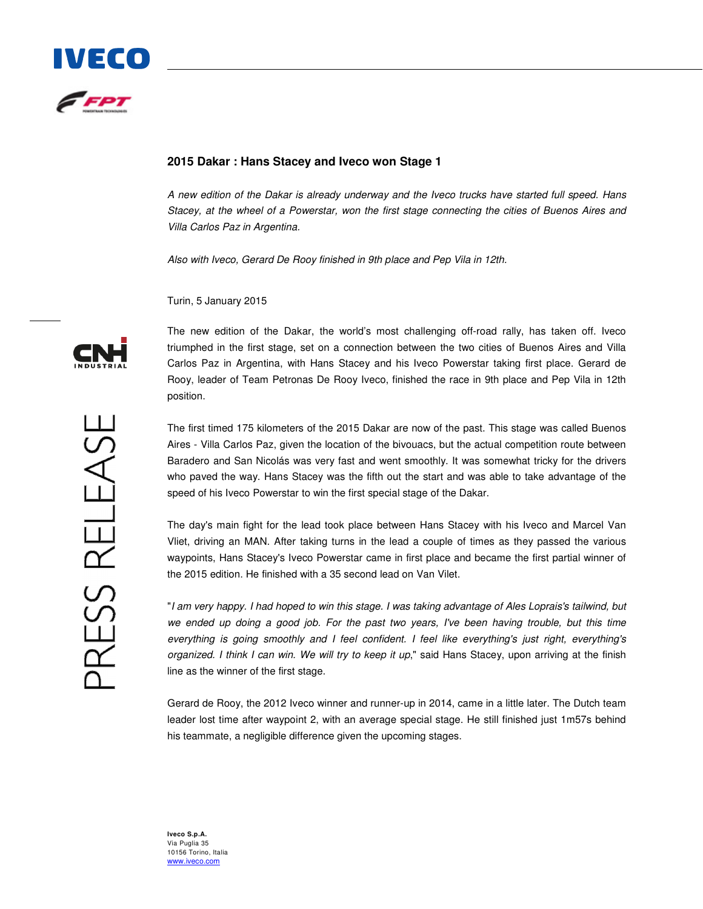# 2015 Dakar : Hans Stacey and Iveco won Stage 1

*A new edition of the Dakar is already underway and the Iveco trucks have started full speed. Hans Stacey, at the wheel of a Powerstar, won the first stage connecting the cities of Buenos Aires and Villa Carlos Paz in Argentina.*

*Also with Iveco, Gerard De Rooy finished in 9th place and Pep Vila in 12th.*

Turin, 5 January 2015

The new edition of the Dakar, the world's most challenging off-road rally, has taken off. Iveco triumphed in the first stage, set on a connection between the two cities of Buenos Aires and Villa Carlos Paz in Argentina, with Hans Stacey and his Iveco Powerstar taking first place. Gerard de Rooy, leader of Team Petronas De Rooy Iveco, finished the race in 9th place and Pep Vila in 12th position.

The first timed 175 kilometers of the 2015 Dakar are now of the past. This stage was called Buenos Aires - Villa Carlos Paz, given the location of the bivouacs, but the actual competition route between Baradero and San Nicolás was very fast and went smoothly. It was somewhat tricky for the drivers who paved the way. Hans Stacey was the fifth out the start and was able to take advantage of the speed of his Iveco Powerstar to win the first special stage of the Dakar.

The day's main fight for the lead took place between Hans Stacey with his Iveco and Marcel Van Vliet, driving an MAN. After taking turns in the lead a couple of times as they passed the various waypoints, Hans Stacey's Iveco Powerstar came in first place and became the first partial winner of the 2015 edition. He finished with a 35 second lead on Van Vilet.

"*I am very happy. I had hoped to win this stage. I was taking advantage of Ales Loprais's tailwind, but we ended up doing a good job. For the past two years, I've been having trouble, but this time everything is going smoothly and I feel confident. I feel like everything's just right, everything's organized. I think I can win. We will try to keep it up*," said Hans Stacey, upon arriving at the finish line as the winner of the first stage.

Gerard de Rooy, the 2012 Iveco winner and runner-up in 2014, came in a little later. The Dutch team leader lost time after waypoint 2, with an average special stage. He still finished just 1m57s behind his teammate, a negligible difference given the upcoming stages.

**Iveco S.p.A.**
Via Puglia 35
10156 Torino, Italia
www.iveco.com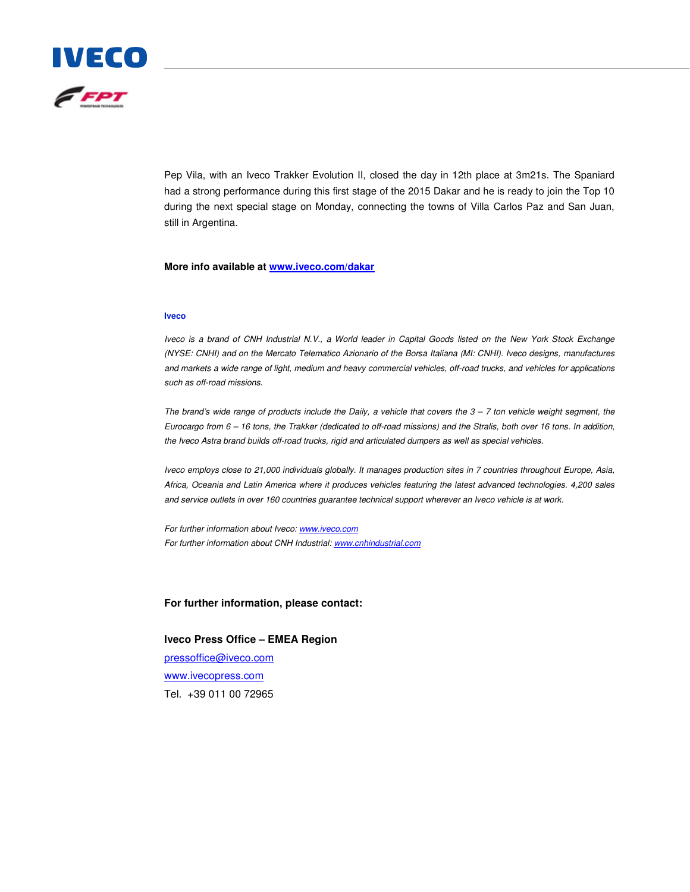Pep Vila, with an Iveco Trakker Evolution II, closed the day in 12th place at 3m21s. The Spaniard had a strong performance during this first stage of the 2015 Dakar and he is ready to join the Top 10 during the next special stage on Monday, connecting the towns of Villa Carlos Paz and San Juan, still in Argentina.

**More info available at www.iveco.com/dakar**

**Iveco**

*Iveco is a brand of CNH Industrial N.V., a World leader in Capital Goods listed on the New York Stock Exchange (NYSE: CNHI) and on the Mercato Telematico Azionario of the Borsa Italiana (MI: CNHI). Iveco designs, manufactures and markets a wide range of light, medium and heavy commercial vehicles, off-road trucks, and vehicles for applications such as off-road missions.*

*The brand's wide range of products include the Daily, a vehicle that covers the 3 – 7 ton vehicle weight segment, the Eurocargo from 6 – 16 tons, the Trakker (dedicated to off-road missions) and the Stralis, both over 16 tons. In addition, the Iveco Astra brand builds off-road trucks, rigid and articulated dumpers as well as special vehicles.*

*Iveco employs close to 21,000 individuals globally. It manages production sites in 7 countries throughout Europe, Asia, Africa, Oceania and Latin America where it produces vehicles featuring the latest advanced technologies. 4,200 sales and service outlets in over 160 countries guarantee technical support wherever an Iveco vehicle is at work.*

*For further information about Iveco: www.iveco.com*
*For further information about CNH Industrial: www.cnhindustrial.com*

**For further information, please contact:**

**Iveco Press Office – EMEA Region**
pressoffice@iveco.com
www.ivecopress.com
Tel. +39 011 00 72965